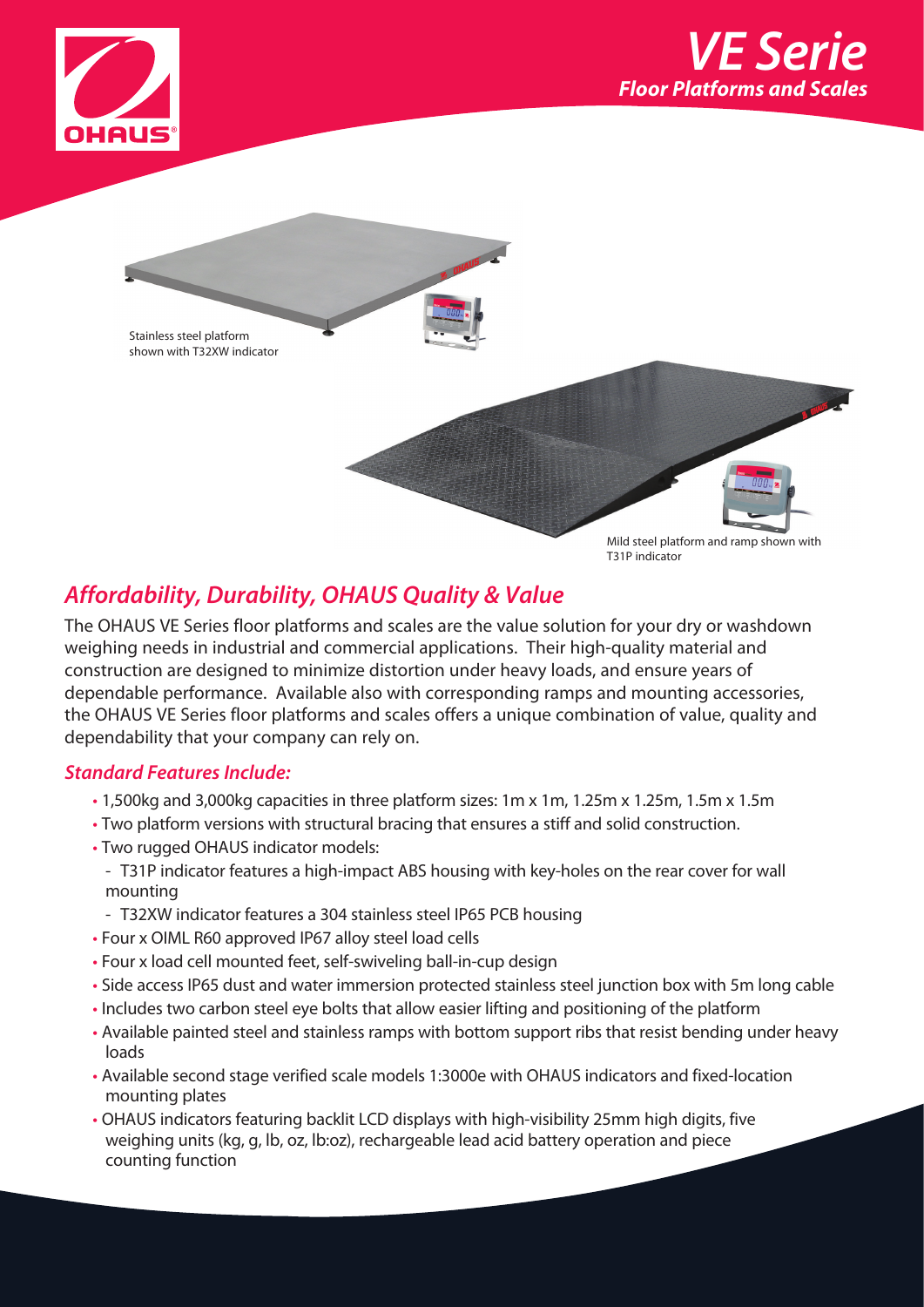# VE Serie

## Floor Platforms and Scales

Stainless steel platform shown with T32XW indicator

Mild steel platform and ramp shown with T31P indicator

## *Affordability, Durability, OHAUS Quality & Value*

The OHAUS VE Series floor platforms and scales are the value solution for your dry or washdown weighing needs in industrial and commercial applications. Their high-quality material and construction are designed to minimize distortion under heavy loads, and ensure years of dependable performance. Available also with corresponding ramps and mounting accessories, the OHAUS VE Series floor platforms and scales offers a unique combination of value, quality and dependability that your company can rely on.

### *Standard Features Include:*

- 1,500kg and 3,000kg capacities in three platform sizes: 1m x 1m, 1.25m x 1.25m, 1.5m x 1.5m
- Two platform versions with structural bracing that ensures a stiff and solid construction.
- Two rugged OHAUS indicator models:
  - T31P indicator features a high-impact ABS housing with key-holes on the rear cover for wall mounting
  - T32XW indicator features a 304 stainless steel IP65 PCB housing
- Four x OIML R60 approved IP67 alloy steel load cells
- Four x load cell mounted feet, self-swiveling ball-in-cup design
- Side access IP65 dust and water immersion protected stainless steel junction box with 5m long cable
- Includes two carbon steel eye bolts that allow easier lifting and positioning of the platform
- Available painted steel and stainless ramps with bottom support ribs that resist bending under heavy loads
- Available second stage verified scale models 1:3000e with OHAUS indicators and fixed-location mounting plates
- OHAUS indicators featuring backlit LCD displays with high-visibility 25mm high digits, five weighing units (kg, g, lb, oz, lb:oz), rechargeable lead acid battery operation and piece counting function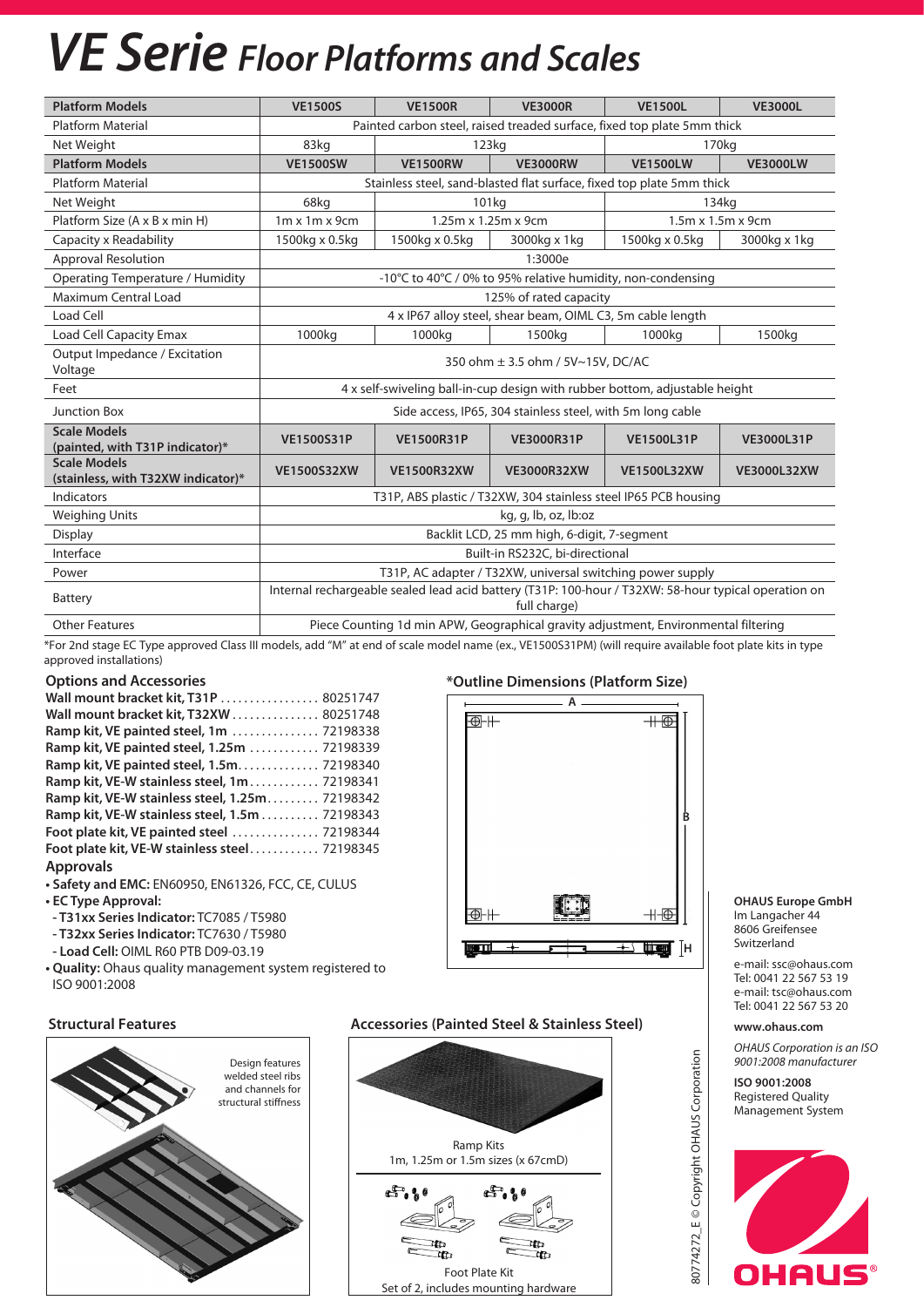# VE Serie Floor Platforms and Scales

| Platform Models | VE1500S | VE1500R | VE3000R | VE1500L | VE3000L |
|---|---|---|---|---|---|
| Platform Material | Painted carbon steel, raised treaded surface, fixed top plate 5mm thick | | | | |
| Net Weight | 83kg | 123kg | | 170kg | |
| **Platform Models** | **VE1500SW** | **VE1500RW** | **VE3000RW** | **VE1500LW** | **VE3000LW** |
| Platform Material | Stainless steel, sand-blasted flat surface, fixed top plate 5mm thick | | | | |
| Net Weight | 68kg | 101kg | | 134kg | |
| Platform Size (A x B x min H) | 1m x 1m x 9cm | 1.25m x 1.25m x 9cm | | 1.5m x 1.5m x 9cm | |
| Capacity x Readability | 1500kg x 0.5kg | 1500kg x 0.5kg | 3000kg x 1kg | 1500kg x 0.5kg | 3000kg x 1kg |
| Approval Resolution | 1:3000e | | | | |
| Operating Temperature / Humidity | -10°C to 40°C / 0% to 95% relative humidity, non-condensing | | | | |
| Maximum Central Load | 125% of rated capacity | | | | |
| Load Cell | 4 x IP67 alloy steel, shear beam, OIML C3, 5m cable length | | | | |
| Load Cell Capacity Emax | 1000kg | 1000kg | 1500kg | 1000kg | 1500kg |
| Output Impedance / Excitation Voltage | 350 ohm ± 3.5 ohm / 5V~15V, DC/AC | | | | |
| Feet | 4 x self-swiveling ball-in-cup design with rubber bottom, adjustable height | | | | |
| Junction Box | Side access, IP65, 304 stainless steel, with 5m long cable | | | | |
| **Scale Models (painted, with T31P indicator)*** | **VE1500S31P** | **VE1500R31P** | **VE3000R31P** | **VE1500L31P** | **VE3000L31P** |
| **Scale Models (stainless, with T32XW indicator)*** | **VE1500S32XW** | **VE1500R32XW** | **VE3000R32XW** | **VE1500L32XW** | **VE3000L32XW** |
| Indicators | T31P, ABS plastic / T32XW, 304 stainless steel IP65 PCB housing | | | | |
| Weighing Units | kg, g, lb, oz, lb:oz | | | | |
| Display | Backlit LCD, 25 mm high, 6-digit, 7-segment | | | | |
| Interface | Built-in RS232C, bi-directional | | | | |
| Power | T31P, AC adapter / T32XW, universal switching power supply | | | | |
| Battery | Internal rechargeable sealed lead acid battery (T31P: 100-hour / T32XW: 58-hour typical operation on full charge) | | | | |
| Other Features | Piece Counting 1d min APW, Geographical gravity adjustment, Environmental filtering | | | | |

*For 2nd stage EC Type approved Class III models, add "M" at end of scale model name (ex., VE1500S31PM) (will require available foot plate kits in type approved installations)

## Options and Accessories

**Wall mount bracket kit, T31P** ................. 80251747
**Wall mount bracket kit, T32XW** ............... 80251748
**Ramp kit, VE painted steel, 1m** ............... 72198338
**Ramp kit, VE painted steel, 1.25m** ............ 72198339
**Ramp kit, VE painted steel, 1.5m**............. 72198340
**Ramp kit, VE-W stainless steel, 1m**............ 72198341
**Ramp kit, VE-W stainless steel, 1.25m**......... 72198342
**Ramp kit, VE-W stainless steel, 1.5m** .......... 72198343
**Foot plate kit, VE painted steel** ............... 72198344
**Foot plate kit, VE-W stainless steel**............ 72198345

## Approvals

- **Safety and EMC:** EN60950, EN61326, FCC, CE, CULUS
- **EC Type Approval:**
  - **T31xx Series Indicator:** TC7085 / T5980
  - **T32xx Series Indicator:** TC7630 / T5980
  - **Load Cell:** OIML R60 PTB D09-03.19
- **Quality:** Ohaus quality management system registered to ISO 9001:2008

## *Outline Dimensions (Platform Size)

A
B
H

## Structural Features

Design features welded steel ribs and channels for structural stiffness

## Accessories (Painted Steel & Stainless Steel)

Ramp Kits
1m, 1.25m or 1.5m sizes (x 67cmD)

Foot Plate Kit
Set of 2, includes mounting hardware

**OHAUS Europe GmbH**
Im Langacher 44
8606 Greifensee
Switzerland

e-mail: ssc@ohaus.com
Tel: 0041 22 567 53 19
e-mail: tsc@ohaus.com
Tel: 0041 22 567 53 20

**www.ohaus.com**

*OHAUS Corporation is an ISO 9001:2008 manufacturer*

**ISO 9001:2008**
Registered Quality Management System

80774272_E © Copyright OHAUS Corporation

OHAUS®